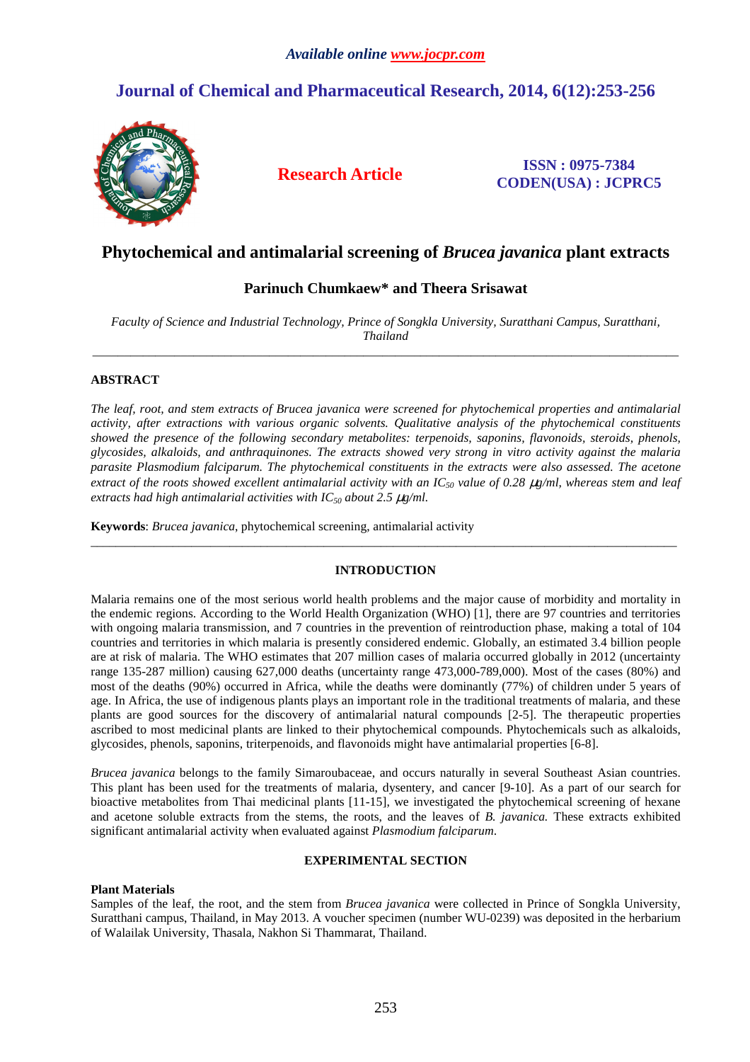*Available online www.jocpr.com*

# Journal of Chemical and Pharmaceutical Research, 2014, 6(12):253-256

**Research Article**

**ISSN : 0975-7384**
**CODEN(USA) : JCPRC5**

# Phytochemical and antimalarial screening of *Brucea javanica* plant extracts

**Parinuch Chumkaew\* and Theera Srisawat**

*Faculty of Science and Industrial Technology, Prince of Songkla University, Suratthani Campus, Suratthani, Thailand*

---

## ABSTRACT

*The leaf, root, and stem extracts of Brucea javanica were screened for phytochemical properties and antimalarial activity, after extractions with various organic solvents. Qualitative analysis of the phytochemical constituents showed the presence of the following secondary metabolites: terpenoids, saponins, flavonoids, steroids, phenols, glycosides, alkaloids, and anthraquinones. The extracts showed very strong in vitro activity against the malaria parasite Plasmodium falciparum. The phytochemical constituents in the extracts were also assessed. The acetone extract of the roots showed excellent antimalarial activity with an $IC_{50}$ value of 0.28 μg/ml, whereas stem and leaf extracts had high antimalarial activities with $IC_{50}$ about 2.5 μg/ml.*

**Keywords**: *Brucea javanica*, phytochemical screening, antimalarial activity

---

## INTRODUCTION

Malaria remains one of the most serious world health problems and the major cause of morbidity and mortality in the endemic regions. According to the World Health Organization (WHO) [1], there are 97 countries and territories with ongoing malaria transmission, and 7 countries in the prevention of reintroduction phase, making a total of 104 countries and territories in which malaria is presently considered endemic. Globally, an estimated 3.4 billion people are at risk of malaria. The WHO estimates that 207 million cases of malaria occurred globally in 2012 (uncertainty range 135-287 million) causing 627,000 deaths (uncertainty range 473,000-789,000). Most of the cases (80%) and most of the deaths (90%) occurred in Africa, while the deaths were dominantly (77%) of children under 5 years of age. In Africa, the use of indigenous plants plays an important role in the traditional treatments of malaria, and these plants are good sources for the discovery of antimalarial natural compounds [2-5]. The therapeutic properties ascribed to most medicinal plants are linked to their phytochemical compounds. Phytochemicals such as alkaloids, glycosides, phenols, saponins, triterpenoids, and flavonoids might have antimalarial properties [6-8].

*Brucea javanica* belongs to the family Simaroubaceae, and occurs naturally in several Southeast Asian countries. This plant has been used for the treatments of malaria, dysentery, and cancer [9-10]. As a part of our search for bioactive metabolites from Thai medicinal plants [11-15], we investigated the phytochemical screening of hexane and acetone soluble extracts from the stems, the roots, and the leaves of *B. javanica.* These extracts exhibited significant antimalarial activity when evaluated against *Plasmodium falciparum*.

## EXPERIMENTAL SECTION

### Plant Materials

Samples of the leaf, the root, and the stem from *Brucea javanica* were collected in Prince of Songkla University, Suratthani campus, Thailand, in May 2013. A voucher specimen (number WU-0239) was deposited in the herbarium of Walailak University, Thasala, Nakhon Si Thammarat, Thailand.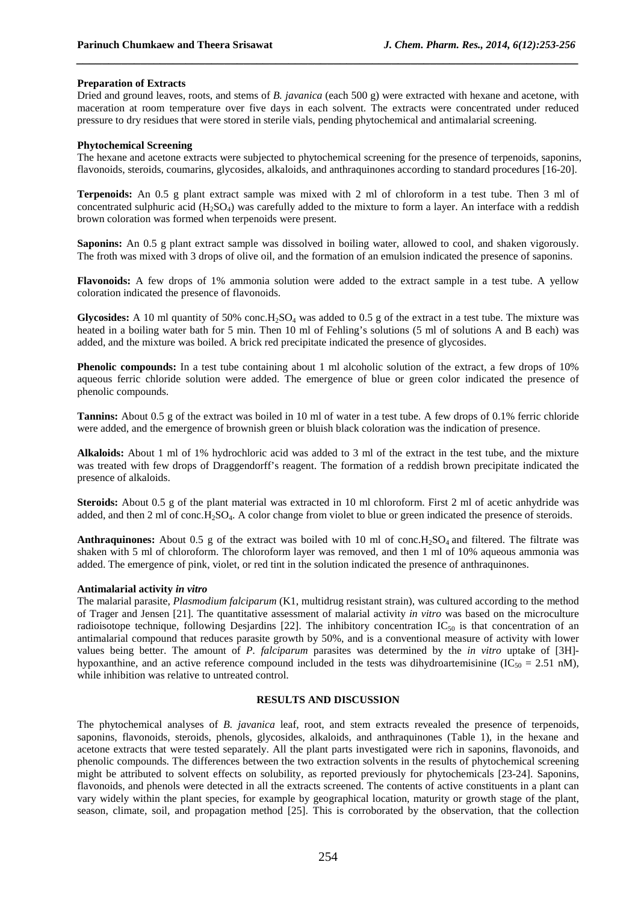**Preparation of Extracts**

Dried and ground leaves, roots, and stems of *B. javanica* (each 500 g) were extracted with hexane and acetone, with maceration at room temperature over five days in each solvent. The extracts were concentrated under reduced pressure to dry residues that were stored in sterile vials, pending phytochemical and antimalarial screening.

**Phytochemical Screening**

The hexane and acetone extracts were subjected to phytochemical screening for the presence of terpenoids, saponins, flavonoids, steroids, coumarins, glycosides, alkaloids, and anthraquinones according to standard procedures [16-20].

**Terpenoids:** An 0.5 g plant extract sample was mixed with 2 ml of chloroform in a test tube. Then 3 ml of concentrated sulphuric acid ($H_2SO_4$) was carefully added to the mixture to form a layer. An interface with a reddish brown coloration was formed when terpenoids were present.

**Saponins:** An 0.5 g plant extract sample was dissolved in boiling water, allowed to cool, and shaken vigorously. The froth was mixed with 3 drops of olive oil, and the formation of an emulsion indicated the presence of saponins.

**Flavonoids:** A few drops of 1% ammonia solution were added to the extract sample in a test tube. A yellow coloration indicated the presence of flavonoids.

**Glycosides:** A 10 ml quantity of 50% conc.$H_2SO_4$ was added to 0.5 g of the extract in a test tube. The mixture was heated in a boiling water bath for 5 min. Then 10 ml of Fehling's solutions (5 ml of solutions A and B each) was added, and the mixture was boiled. A brick red precipitate indicated the presence of glycosides.

**Phenolic compounds:** In a test tube containing about 1 ml alcoholic solution of the extract, a few drops of 10% aqueous ferric chloride solution were added. The emergence of blue or green color indicated the presence of phenolic compounds.

**Tannins:** About 0.5 g of the extract was boiled in 10 ml of water in a test tube. A few drops of 0.1% ferric chloride were added, and the emergence of brownish green or bluish black coloration was the indication of presence.

**Alkaloids:** About 1 ml of 1% hydrochloric acid was added to 3 ml of the extract in the test tube, and the mixture was treated with few drops of Draggendorff's reagent. The formation of a reddish brown precipitate indicated the presence of alkaloids.

**Steroids:** About 0.5 g of the plant material was extracted in 10 ml chloroform. First 2 ml of acetic anhydride was added, and then 2 ml of conc.$H_2SO_4$. A color change from violet to blue or green indicated the presence of steroids.

**Anthraquinones:** About 0.5 g of the extract was boiled with 10 ml of conc.$H_2SO_4$ and filtered. The filtrate was shaken with 5 ml of chloroform. The chloroform layer was removed, and then 1 ml of 10% aqueous ammonia was added. The emergence of pink, violet, or red tint in the solution indicated the presence of anthraquinones.

**Antimalarial activity *in vitro***

The malarial parasite, *Plasmodium falciparum* (K1, multidrug resistant strain), was cultured according to the method of Trager and Jensen [21]. The quantitative assessment of malarial activity *in vitro* was based on the microculture radioisotope technique, following Desjardins [22]. The inhibitory concentration $IC_{50}$ is that concentration of an antimalarial compound that reduces parasite growth by 50%, and is a conventional measure of activity with lower values being better. The amount of *P. falciparum* parasites was determined by the *in vitro* uptake of [3H]-hypoxanthine, and an active reference compound included in the tests was dihydroartemisinine ($IC_{50}$ = 2.51 nM), while inhibition was relative to untreated control.

## RESULTS AND DISCUSSION

The phytochemical analyses of *B. javanica* leaf, root, and stem extracts revealed the presence of terpenoids, saponins, flavonoids, steroids, phenols, glycosides, alkaloids, and anthraquinones (Table 1), in the hexane and acetone extracts that were tested separately. All the plant parts investigated were rich in saponins, flavonoids, and phenolic compounds. The differences between the two extraction solvents in the results of phytochemical screening might be attributed to solvent effects on solubility, as reported previously for phytochemicals [23-24]. Saponins, flavonoids, and phenols were detected in all the extracts screened. The contents of active constituents in a plant can vary widely within the plant species, for example by geographical location, maturity or growth stage of the plant, season, climate, soil, and propagation method [25]. This is corroborated by the observation, that the collection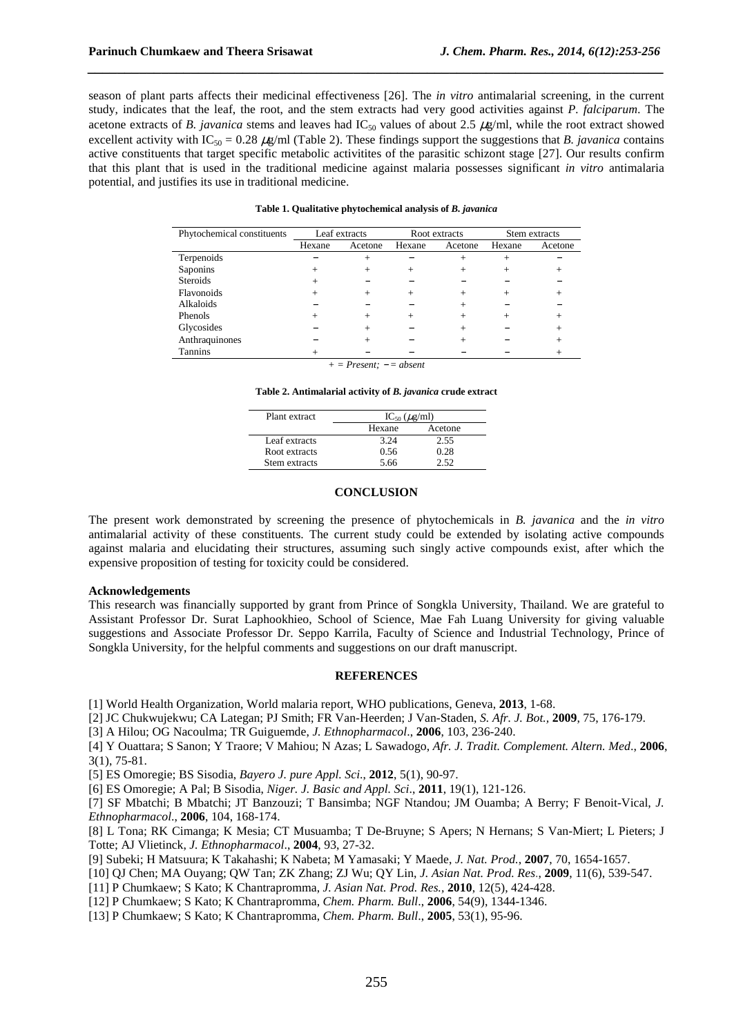season of plant parts affects their medicinal effectiveness [26]. The *in vitro* antimalarial screening, in the current study, indicates that the leaf, the root, and the stem extracts had very good activities against *P. falciparum*. The acetone extracts of *B. javanica* stems and leaves had $IC_{50}$ values of about 2.5 $\mu$g/ml, while the root extract showed excellent activity with $IC_{50}$ = 0.28 $\mu$g/ml (Table 2). These findings support the suggestions that *B. javanica* contains active constituents that target specific metabolic activitites of the parasitic schizont stage [27]. Our results confirm that this plant that is used in the traditional medicine against malaria possesses significant *in vitro* antimalaria potential, and justifies its use in traditional medicine.

**Table 1. Qualitative phytochemical analysis of *B. javanica***

| Phytochemical constituents | Leaf extracts | | Root extracts | | Stem extracts | |
|---|---|---|---|---|---|---|
| | Hexane | Acetone | Hexane | Acetone | Hexane | Acetone |
| Terpenoids | − | + | − | + | + | − |
| Saponins | + | + | + | + | + | + |
| Steroids | + | − | − | − | − | − |
| Flavonoids | + | + | + | + | + | + |
| Alkaloids | − | − | − | + | − | − |
| Phenols | + | + | + | + | + | + |
| Glycosides | − | + | − | + | − | + |
| Anthraquinones | − | + | − | + | − | + |
| Tannins | + | − | − | − | − | + |

*+ = Present; − = absent*

**Table 2. Antimalarial activity of *B. javanica* crude extract**

| Plant extract | $IC_{50}$ ($\mu$g/ml) | |
|---|---|---|
| | Hexane | Acetone |
| Leaf extracts | 3.24 | 2.55 |
| Root extracts | 0.56 | 0.28 |
| Stem extracts | 5.66 | 2.52 |

## CONCLUSION

The present work demonstrated by screening the presence of phytochemicals in *B. javanica* and the *in vitro* antimalarial activity of these constituents. The current study could be extended by isolating active compounds against malaria and elucidating their structures, assuming such singly active compounds exist, after which the expensive proposition of testing for toxicity could be considered.

**Acknowledgements**

This research was financially supported by grant from Prince of Songkla University, Thailand. We are grateful to Assistant Professor Dr. Surat Laphookhieo, School of Science, Mae Fah Luang University for giving valuable suggestions and Associate Professor Dr. Seppo Karrila, Faculty of Science and Industrial Technology, Prince of Songkla University, for the helpful comments and suggestions on our draft manuscript.

## REFERENCES

[1] World Health Organization, World malaria report, WHO publications, Geneva, **2013**, 1-68.

[2] JC Chukwujekwu; CA Lategan; PJ Smith; FR Van-Heerden; J Van-Staden, *S. Afr. J. Bot.,* **2009**, 75, 176-179.

[3] A Hilou; OG Nacoulma; TR Guiguemde, *J. Ethnopharmacol*., **2006**, 103, 236-240.

[4] Y Ouattara; S Sanon; Y Traore; V Mahiou; N Azas; L Sawadogo, *Afr. J. Tradit. Complement. Altern. Med*., **2006**, 3(1), 75-81.

[5] ES Omoregie; BS Sisodia, *Bayero J. pure Appl. Sci*., **2012**, 5(1), 90-97.

[6] ES Omoregie; A Pal; B Sisodia, *Niger. J. Basic and Appl. Sci*., **2011**, 19(1), 121-126.

[7] SF Mbatchi; B Mbatchi; JT Banzouzi; T Bansimba; NGF Ntandou; JM Ouamba; A Berry; F Benoit-Vical, *J. Ethnopharmacol*., **2006**, 104, 168-174.

[8] L Tona; RK Cimanga; K Mesia; CT Musuamba; T De-Bruyne; S Apers; N Hernans; S Van-Miert; L Pieters; J Totte; AJ Vlietinck, *J. Ethnopharmacol*., **2004**, 93, 27-32.

[9] Subeki; H Matsuura; K Takahashi; K Nabeta; M Yamasaki; Y Maede, *J. Nat. Prod.*, **2007**, 70, 1654-1657.

[10] QJ Chen; MA Ouyang; QW Tan; ZK Zhang; ZJ Wu; QY Lin, *J. Asian Nat. Prod. Res*., **2009**, 11(6), 539-547.

[11] P Chumkaew; S Kato; K Chantrapromma, *J. Asian Nat. Prod. Res.,* **2010**, 12(5), 424-428.

[12] P Chumkaew; S Kato; K Chantrapromma, *Chem. Pharm. Bull*., **2006**, 54(9), 1344-1346.

[13] P Chumkaew; S Kato; K Chantrapromma, *Chem. Pharm. Bull*., **2005**, 53(1), 95-96.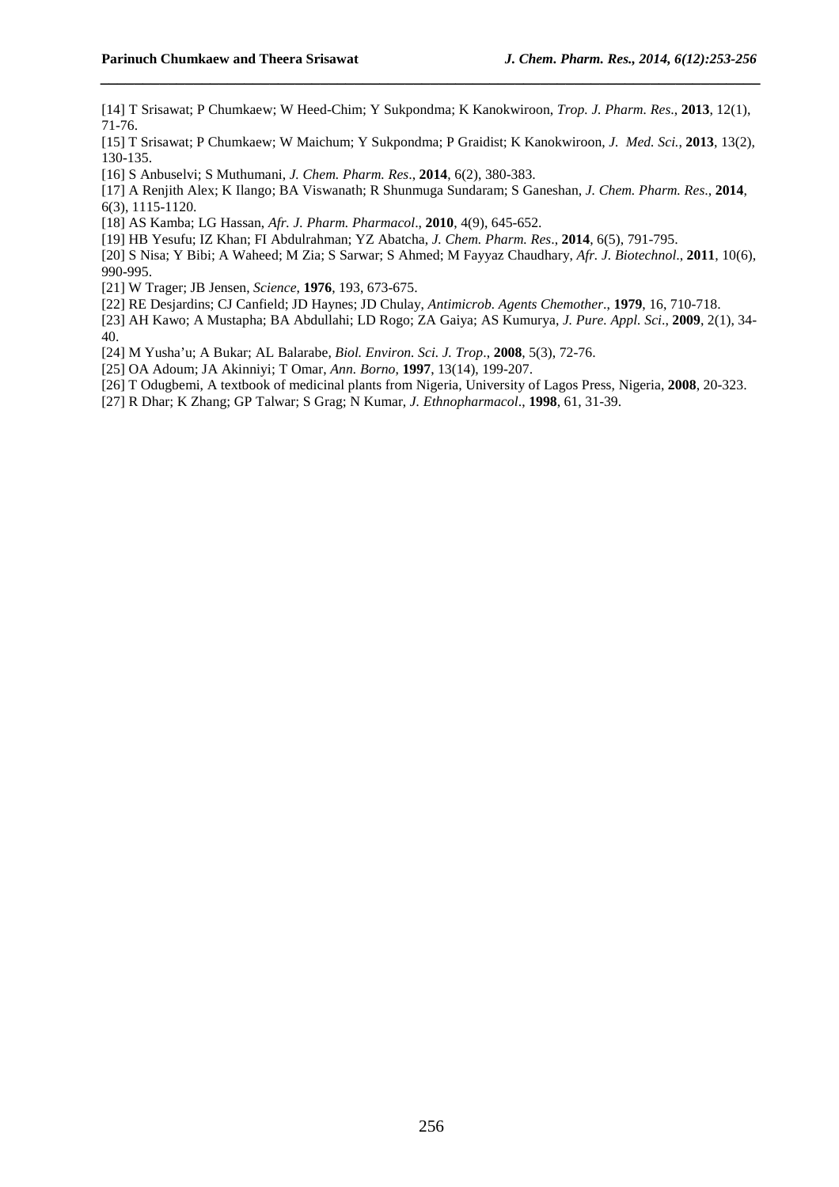[14] T Srisawat; P Chumkaew; W Heed-Chim; Y Sukpondma; K Kanokwiroon, *Trop. J. Pharm. Res*., **2013**, 12(1), 71-76.

[15] T Srisawat; P Chumkaew; W Maichum; Y Sukpondma; P Graidist; K Kanokwiroon, *J. Med. Sci.*, **2013**, 13(2), 130-135.

[16] S Anbuselvi; S Muthumani, *J. Chem. Pharm. Res*., **2014**, 6(2), 380-383.

[17] A Renjith Alex; K Ilango; BA Viswanath; R Shunmuga Sundaram; S Ganeshan, *J. Chem. Pharm. Res*., **2014**, 6(3), 1115-1120.

[18] AS Kamba; LG Hassan, *Afr. J. Pharm. Pharmacol*., **2010**, 4(9), 645-652.

[19] HB Yesufu; IZ Khan; FI Abdulrahman; YZ Abatcha, *J. Chem. Pharm. Res*., **2014**, 6(5), 791-795.

[20] S Nisa; Y Bibi; A Waheed; M Zia; S Sarwar; S Ahmed; M Fayyaz Chaudhary, *Afr. J. Biotechnol*., **2011**, 10(6), 990-995.

[21] W Trager; JB Jensen, *Science*, **1976**, 193, 673-675.

[22] RE Desjardins; CJ Canfield; JD Haynes; JD Chulay, *Antimicrob. Agents Chemother*., **1979**, 16, 710-718.

[23] AH Kawo; A Mustapha; BA Abdullahi; LD Rogo; ZA Gaiya; AS Kumurya, *J. Pure. Appl. Sci*., **2009**, 2(1), 34-40.

[24] M Yusha'u; A Bukar; AL Balarabe, *Biol. Environ. Sci. J. Trop*., **2008**, 5(3), 72-76.

[25] OA Adoum; JA Akinniyi; T Omar, *Ann. Borno*, **1997**, 13(14), 199-207.

[26] T Odugbemi, A textbook of medicinal plants from Nigeria, University of Lagos Press, Nigeria, **2008**, 20-323.

[27] R Dhar; K Zhang; GP Talwar; S Grag; N Kumar, *J. Ethnopharmacol*., **1998**, 61, 31-39.